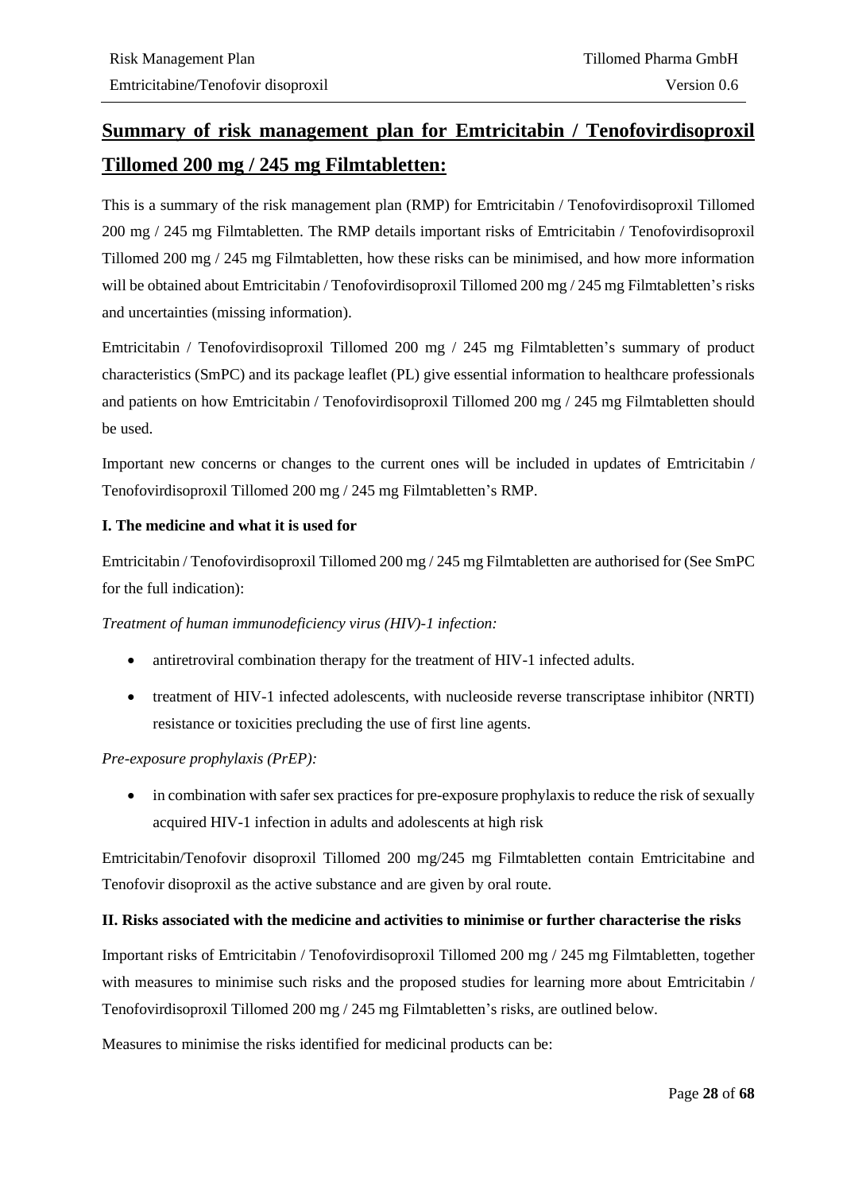# Summary of risk management plan for Emtricitabin / Tenofovirdisoproxil Tillomed 200 mg / 245 mg Filmtabletten:

This is a summary of the risk management plan (RMP) for Emtricitabin / Tenofovirdisoproxil Tillomed 200 mg / 245 mg Filmtabletten. The RMP details important risks of Emtricitabin / Tenofovirdisoproxil Tillomed 200 mg / 245 mg Filmtabletten, how these risks can be minimised, and how more information will be obtained about Emtricitabin / Tenofovirdisoproxil Tillomed 200 mg / 245 mg Filmtabletten's risks and uncertainties (missing information).

Emtricitabin / Tenofovirdisoproxil Tillomed 200 mg / 245 mg Filmtabletten's summary of product characteristics (SmPC) and its package leaflet (PL) give essential information to healthcare professionals and patients on how Emtricitabin / Tenofovirdisoproxil Tillomed 200 mg / 245 mg Filmtabletten should be used.

Important new concerns or changes to the current ones will be included in updates of Emtricitabin / Tenofovirdisoproxil Tillomed 200 mg / 245 mg Filmtabletten's RMP.

### I. The medicine and what it is used for

Emtricitabin / Tenofovirdisoproxil Tillomed 200 mg / 245 mg Filmtabletten are authorised for (See SmPC for the full indication):

*Treatment of human immunodeficiency virus (HIV)-1 infection:*

- antiretroviral combination therapy for the treatment of HIV-1 infected adults.
- treatment of HIV-1 infected adolescents, with nucleoside reverse transcriptase inhibitor (NRTI) resistance or toxicities precluding the use of first line agents.

*Pre-exposure prophylaxis (PrEP):*

- in combination with safer sex practices for pre-exposure prophylaxis to reduce the risk of sexually acquired HIV-1 infection in adults and adolescents at high risk

Emtricitabin/Tenofovir disoproxil Tillomed 200 mg/245 mg Filmtabletten contain Emtricitabine and Tenofovir disoproxil as the active substance and are given by oral route.

### II. Risks associated with the medicine and activities to minimise or further characterise the risks

Important risks of Emtricitabin / Tenofovirdisoproxil Tillomed 200 mg / 245 mg Filmtabletten, together with measures to minimise such risks and the proposed studies for learning more about Emtricitabin / Tenofovirdisoproxil Tillomed 200 mg / 245 mg Filmtabletten's risks, are outlined below.

Measures to minimise the risks identified for medicinal products can be: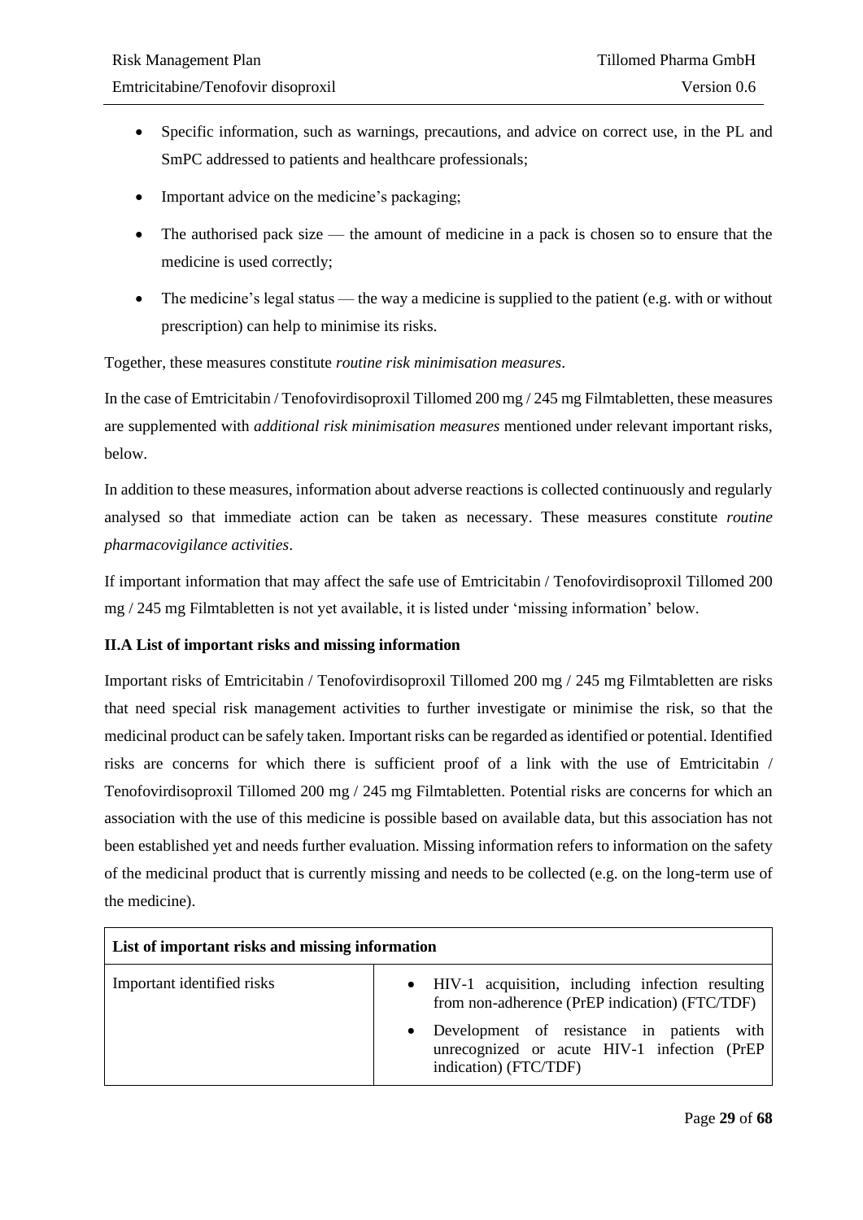- Specific information, such as warnings, precautions, and advice on correct use, in the PL and SmPC addressed to patients and healthcare professionals;
- Important advice on the medicine's packaging;
- The authorised pack size — the amount of medicine in a pack is chosen so to ensure that the medicine is used correctly;
- The medicine's legal status — the way a medicine is supplied to the patient (e.g. with or without prescription) can help to minimise its risks.

Together, these measures constitute *routine risk minimisation measures*.

In the case of Emtricitabin / Tenofovirdisoproxil Tillomed 200 mg / 245 mg Filmtabletten, these measures are supplemented with *additional risk minimisation measures* mentioned under relevant important risks, below.

In addition to these measures, information about adverse reactions is collected continuously and regularly analysed so that immediate action can be taken as necessary. These measures constitute *routine pharmacovigilance activities*.

If important information that may affect the safe use of Emtricitabin / Tenofovirdisoproxil Tillomed 200 mg / 245 mg Filmtabletten is not yet available, it is listed under 'missing information' below.

**II.A List of important risks and missing information**

Important risks of Emtricitabin / Tenofovirdisoproxil Tillomed 200 mg / 245 mg Filmtabletten are risks that need special risk management activities to further investigate or minimise the risk, so that the medicinal product can be safely taken. Important risks can be regarded as identified or potential. Identified risks are concerns for which there is sufficient proof of a link with the use of Emtricitabin / Tenofovirdisoproxil Tillomed 200 mg / 245 mg Filmtabletten. Potential risks are concerns for which an association with the use of this medicine is possible based on available data, but this association has not been established yet and needs further evaluation. Missing information refers to information on the safety of the medicinal product that is currently missing and needs to be collected (e.g. on the long-term use of the medicine).

| **List of important risks and missing information** | |
|---|---|
| Important identified risks | • HIV-1 acquisition, including infection resulting from non-adherence (PrEP indication) (FTC/TDF)<br>• Development of resistance in patients with unrecognized or acute HIV-1 infection (PrEP indication) (FTC/TDF) |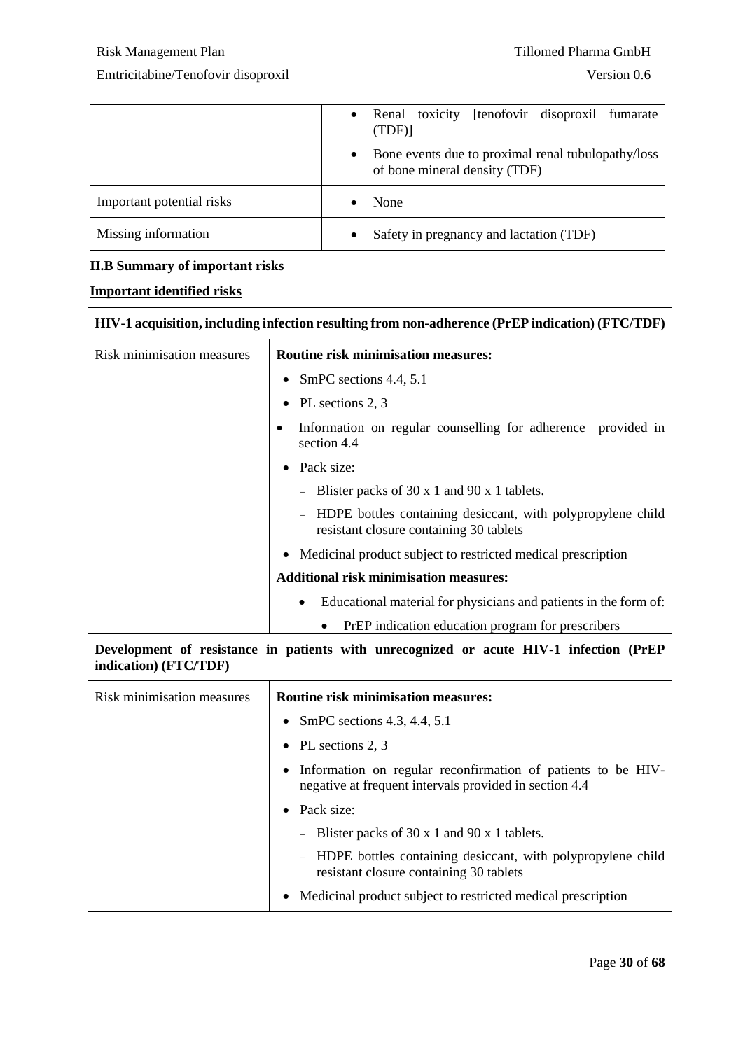| | |
|---|---|
| | • Renal toxicity [tenofovir disoproxil fumarate (TDF)]<br>• Bone events due to proximal renal tubulopathy/loss of bone mineral density (TDF) |
| Important potential risks | • None |
| Missing information | • Safety in pregnancy and lactation (TDF) |

**II.B Summary of important risks**

**Important identified risks**

| **HIV-1 acquisition, including infection resulting from non-adherence (PrEP indication) (FTC/TDF)** | |
|---|---|
| Risk minimisation measures | **Routine risk minimisation measures:**<br>• SmPC sections 4.4, 5.1<br>• PL sections 2, 3<br>• Information on regular counselling for adherence provided in section 4.4<br>• Pack size:<br>– Blister packs of 30 x 1 and 90 x 1 tablets.<br>– HDPE bottles containing desiccant, with polypropylene child resistant closure containing 30 tablets<br>• Medicinal product subject to restricted medical prescription<br>**Additional risk minimisation measures:**<br>• Educational material for physicians and patients in the form of:<br>• PrEP indication education program for prescribers |
| **Development of resistance in patients with unrecognized or acute HIV-1 infection (PrEP indication) (FTC/TDF)** | |
| Risk minimisation measures | **Routine risk minimisation measures:**<br>• SmPC sections 4.3, 4.4, 5.1<br>• PL sections 2, 3<br>• Information on regular reconfirmation of patients to be HIV-negative at frequent intervals provided in section 4.4<br>• Pack size:<br>– Blister packs of 30 x 1 and 90 x 1 tablets.<br>– HDPE bottles containing desiccant, with polypropylene child resistant closure containing 30 tablets<br>• Medicinal product subject to restricted medical prescription |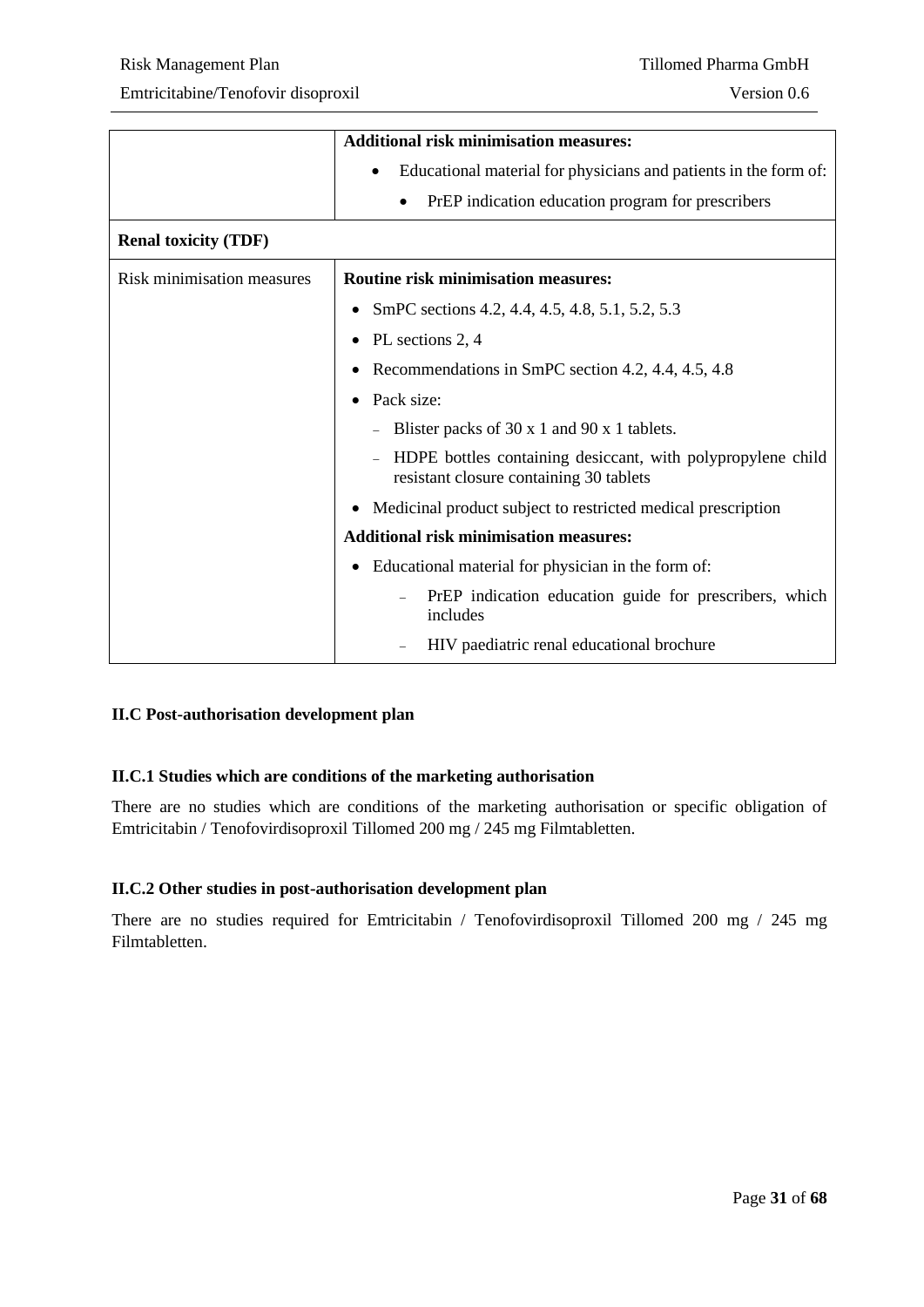| | |
|---|---|
| | **Additional risk minimisation measures:**<br>• Educational material for physicians and patients in the form of:<br>  • PrEP indication education program for prescribers |
| **Renal toxicity (TDF)** | |
| Risk minimisation measures | **Routine risk minimisation measures:**<br>• SmPC sections 4.2, 4.4, 4.5, 4.8, 5.1, 5.2, 5.3<br>• PL sections 2, 4<br>• Recommendations in SmPC section 4.2, 4.4, 4.5, 4.8<br>• Pack size:<br>  – Blister packs of 30 x 1 and 90 x 1 tablets.<br>  – HDPE bottles containing desiccant, with polypropylene child resistant closure containing 30 tablets<br>• Medicinal product subject to restricted medical prescription<br>**Additional risk minimisation measures:**<br>• Educational material for physician in the form of:<br>  – PrEP indication education guide for prescribers, which includes<br>  – HIV paediatric renal educational brochure |

### II.C Post-authorisation development plan

#### II.C.1 Studies which are conditions of the marketing authorisation

There are no studies which are conditions of the marketing authorisation or specific obligation of Emtricitabin / Tenofovirdisoproxil Tillomed 200 mg / 245 mg Filmtabletten.

#### II.C.2 Other studies in post-authorisation development plan

There are no studies required for Emtricitabin / Tenofovirdisoproxil Tillomed 200 mg / 245 mg Filmtabletten.